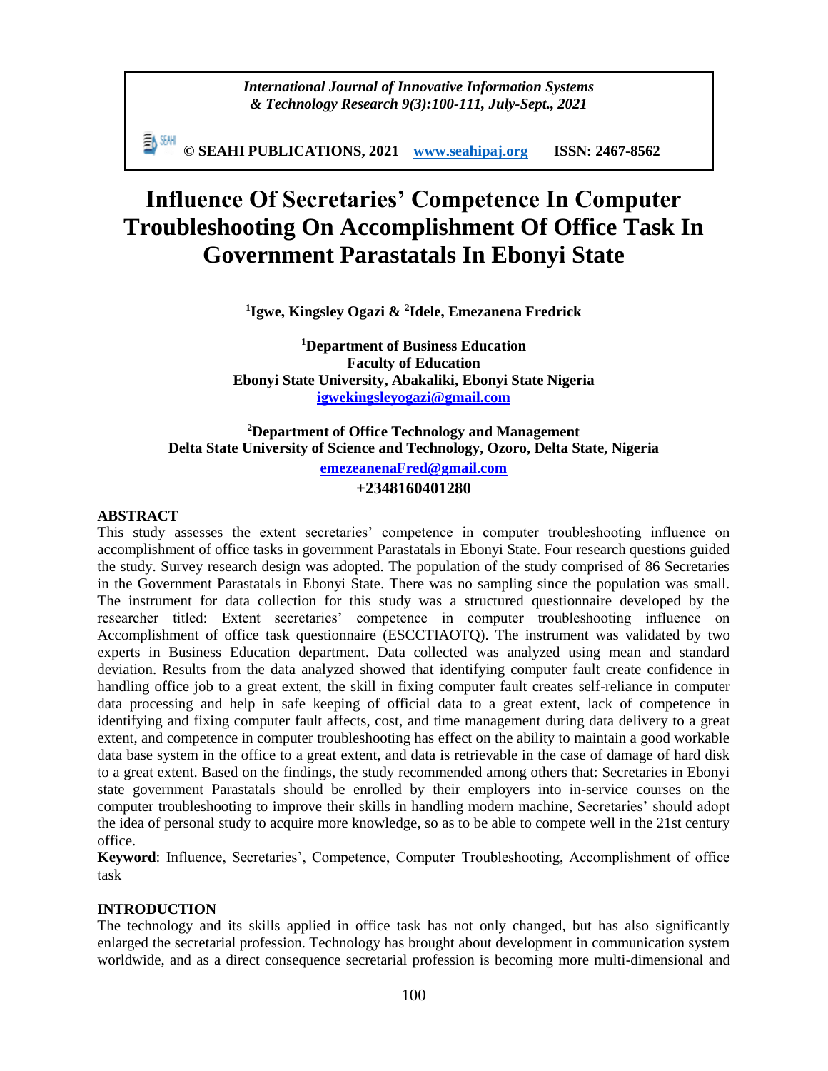*International Journal of Innovative Information Systems & Technology Research 9(3):100-111, July-Sept., 2021*

**© SEAHI PUBLICATIONS, 2021 [www.seahipaj.org](http://www.seahipaj.org) ISSN: 2467-8562**

# Influence Of Secretaries' Competence In Computer Troubleshooting On Accomplishment Of Office Task In Government Parastatals In Ebonyi State

**[1]Igwe, Kingsley Ogazi & [2]Idele, Emezanena Fredrick**

**[1]Department of Business Education**
**Faculty of Education**
**Ebonyi State University, Abakaliki, Ebonyi State Nigeria**
**igwekingsleyogazi@gmail.com**

**[2]Department of Office Technology and Management**
**Delta State University of Science and Technology, Ozoro, Delta State, Nigeria**
**emezeanenaFred@gmail.com**
**+2348160401280**

## ABSTRACT

This study assesses the extent secretaries' competence in computer troubleshooting influence on accomplishment of office tasks in government Parastatals in Ebonyi State. Four research questions guided the study. Survey research design was adopted. The population of the study comprised of 86 Secretaries in the Government Parastatals in Ebonyi State. There was no sampling since the population was small. The instrument for data collection for this study was a structured questionnaire developed by the researcher titled: Extent secretaries' competence in computer troubleshooting influence on Accomplishment of office task questionnaire (ESCCTIAOTQ). The instrument was validated by two experts in Business Education department. Data collected was analyzed using mean and standard deviation. Results from the data analyzed showed that identifying computer fault create confidence in handling office job to a great extent, the skill in fixing computer fault creates self-reliance in computer data processing and help in safe keeping of official data to a great extent, lack of competence in identifying and fixing computer fault affects, cost, and time management during data delivery to a great extent, and competence in computer troubleshooting has effect on the ability to maintain a good workable data base system in the office to a great extent, and data is retrievable in the case of damage of hard disk to a great extent. Based on the findings, the study recommended among others that: Secretaries in Ebonyi state government Parastatals should be enrolled by their employers into in-service courses on the computer troubleshooting to improve their skills in handling modern machine, Secretaries' should adopt the idea of personal study to acquire more knowledge, so as to be able to compete well in the 21st century office.

**Keyword**: Influence, Secretaries', Competence, Computer Troubleshooting, Accomplishment of office task

## INTRODUCTION

The technology and its skills applied in office task has not only changed, but has also significantly enlarged the secretarial profession. Technology has brought about development in communication system worldwide, and as a direct consequence secretarial profession is becoming more multi-dimensional and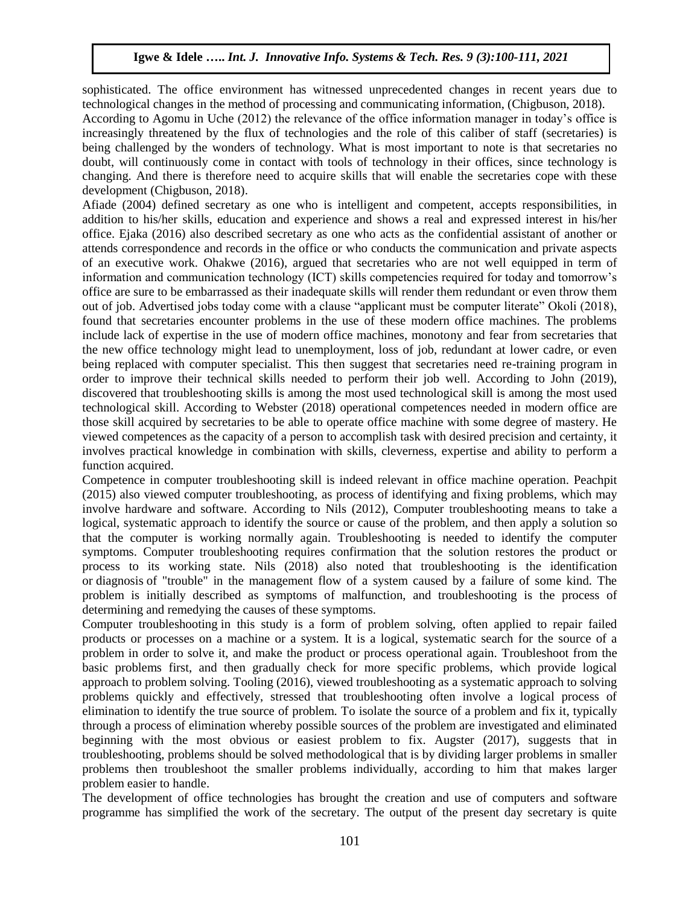sophisticated. The office environment has witnessed unprecedented changes in recent years due to technological changes in the method of processing and communicating information, (Chigbuson, 2018).

According to Agomu in Uche (2012) the relevance of the office information manager in today's office is increasingly threatened by the flux of technologies and the role of this caliber of staff (secretaries) is being challenged by the wonders of technology. What is most important to note is that secretaries no doubt, will continuously come in contact with tools of technology in their offices, since technology is changing. And there is therefore need to acquire skills that will enable the secretaries cope with these development (Chigbuson, 2018).

Afiade (2004) defined secretary as one who is intelligent and competent, accepts responsibilities, in addition to his/her skills, education and experience and shows a real and expressed interest in his/her office. Ejaka (2016) also described secretary as one who acts as the confidential assistant of another or attends correspondence and records in the office or who conducts the communication and private aspects of an executive work. Ohakwe (2016), argued that secretaries who are not well equipped in term of information and communication technology (ICT) skills competencies required for today and tomorrow's office are sure to be embarrassed as their inadequate skills will render them redundant or even throw them out of job. Advertised jobs today come with a clause "applicant must be computer literate" Okoli (2018), found that secretaries encounter problems in the use of these modern office machines. The problems include lack of expertise in the use of modern office machines, monotony and fear from secretaries that the new office technology might lead to unemployment, loss of job, redundant at lower cadre, or even being replaced with computer specialist. This then suggest that secretaries need re-training program in order to improve their technical skills needed to perform their job well. According to John (2019), discovered that troubleshooting skills is among the most used technological skill is among the most used technological skill. According to Webster (2018) operational competences needed in modern office are those skill acquired by secretaries to be able to operate office machine with some degree of mastery. He viewed competences as the capacity of a person to accomplish task with desired precision and certainty, it involves practical knowledge in combination with skills, cleverness, expertise and ability to perform a function acquired.

Competence in computer troubleshooting skill is indeed relevant in office machine operation. Peachpit (2015) also viewed computer troubleshooting, as process of identifying and fixing problems, which may involve hardware and software. According to Nils (2012), Computer troubleshooting means to take a logical, systematic approach to identify the source or cause of the problem, and then apply a solution so that the computer is working normally again. Troubleshooting is needed to identify the computer symptoms. Computer troubleshooting requires confirmation that the solution restores the product or process to its working state. Nils (2018) also noted that troubleshooting is the identification or diagnosis of "trouble" in the management flow of a system caused by a failure of some kind. The problem is initially described as symptoms of malfunction, and troubleshooting is the process of determining and remedying the causes of these symptoms.

Computer troubleshooting in this study is a form of problem solving, often applied to repair failed products or processes on a machine or a system. It is a logical, systematic search for the source of a problem in order to solve it, and make the product or process operational again. Troubleshoot from the basic problems first, and then gradually check for more specific problems, which provide logical approach to problem solving. Tooling (2016), viewed troubleshooting as a systematic approach to solving problems quickly and effectively, stressed that troubleshooting often involve a logical process of elimination to identify the true source of problem. To isolate the source of a problem and fix it, typically through a process of elimination whereby possible sources of the problem are investigated and eliminated beginning with the most obvious or easiest problem to fix. Augster (2017), suggests that in troubleshooting, problems should be solved methodological that is by dividing larger problems in smaller problems then troubleshoot the smaller problems individually, according to him that makes larger problem easier to handle.

The development of office technologies has brought the creation and use of computers and software programme has simplified the work of the secretary. The output of the present day secretary is quite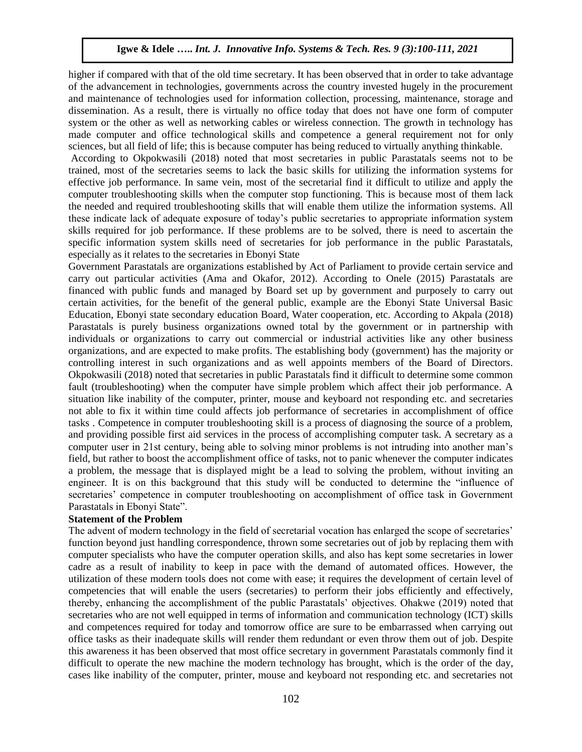higher if compared with that of the old time secretary. It has been observed that in order to take advantage of the advancement in technologies, governments across the country invested hugely in the procurement and maintenance of technologies used for information collection, processing, maintenance, storage and dissemination. As a result, there is virtually no office today that does not have one form of computer system or the other as well as networking cables or wireless connection. The growth in technology has made computer and office technological skills and competence a general requirement not for only sciences, but all field of life; this is because computer has being reduced to virtually anything thinkable.

According to Okpokwasili (2018) noted that most secretaries in public Parastatals seems not to be trained, most of the secretaries seems to lack the basic skills for utilizing the information systems for effective job performance. In same vein, most of the secretarial find it difficult to utilize and apply the computer troubleshooting skills when the computer stop functioning. This is because most of them lack the needed and required troubleshooting skills that will enable them utilize the information systems. All these indicate lack of adequate exposure of today's public secretaries to appropriate information system skills required for job performance. If these problems are to be solved, there is need to ascertain the specific information system skills need of secretaries for job performance in the public Parastatals, especially as it relates to the secretaries in Ebonyi State

Government Parastatals are organizations established by Act of Parliament to provide certain service and carry out particular activities (Ama and Okafor, 2012). According to Onele (2015) Parastatals are financed with public funds and managed by Board set up by government and purposely to carry out certain activities, for the benefit of the general public, example are the Ebonyi State Universal Basic Education, Ebonyi state secondary education Board, Water cooperation, etc. According to Akpala (2018) Parastatals is purely business organizations owned total by the government or in partnership with individuals or organizations to carry out commercial or industrial activities like any other business organizations, and are expected to make profits. The establishing body (government) has the majority or controlling interest in such organizations and as well appoints members of the Board of Directors. Okpokwasili (2018) noted that secretaries in public Parastatals find it difficult to determine some common fault (troubleshooting) when the computer have simple problem which affect their job performance. A situation like inability of the computer, printer, mouse and keyboard not responding etc. and secretaries not able to fix it within time could affects job performance of secretaries in accomplishment of office tasks . Competence in computer troubleshooting skill is a process of diagnosing the source of a problem, and providing possible first aid services in the process of accomplishing computer task. A secretary as a computer user in 21st century, being able to solving minor problems is not intruding into another man's field, but rather to boost the accomplishment office of tasks, not to panic whenever the computer indicates a problem, the message that is displayed might be a lead to solving the problem, without inviting an engineer. It is on this background that this study will be conducted to determine the "influence of secretaries' competence in computer troubleshooting on accomplishment of office task in Government Parastatals in Ebonyi State".

## Statement of the Problem

The advent of modern technology in the field of secretarial vocation has enlarged the scope of secretaries' function beyond just handling correspondence, thrown some secretaries out of job by replacing them with computer specialists who have the computer operation skills, and also has kept some secretaries in lower cadre as a result of inability to keep in pace with the demand of automated offices. However, the utilization of these modern tools does not come with ease; it requires the development of certain level of competencies that will enable the users (secretaries) to perform their jobs efficiently and effectively, thereby, enhancing the accomplishment of the public Parastatals' objectives. Ohakwe (2019) noted that secretaries who are not well equipped in terms of information and communication technology (ICT) skills and competences required for today and tomorrow office are sure to be embarrassed when carrying out office tasks as their inadequate skills will render them redundant or even throw them out of job. Despite this awareness it has been observed that most office secretary in government Parastatals commonly find it difficult to operate the new machine the modern technology has brought, which is the order of the day, cases like inability of the computer, printer, mouse and keyboard not responding etc. and secretaries not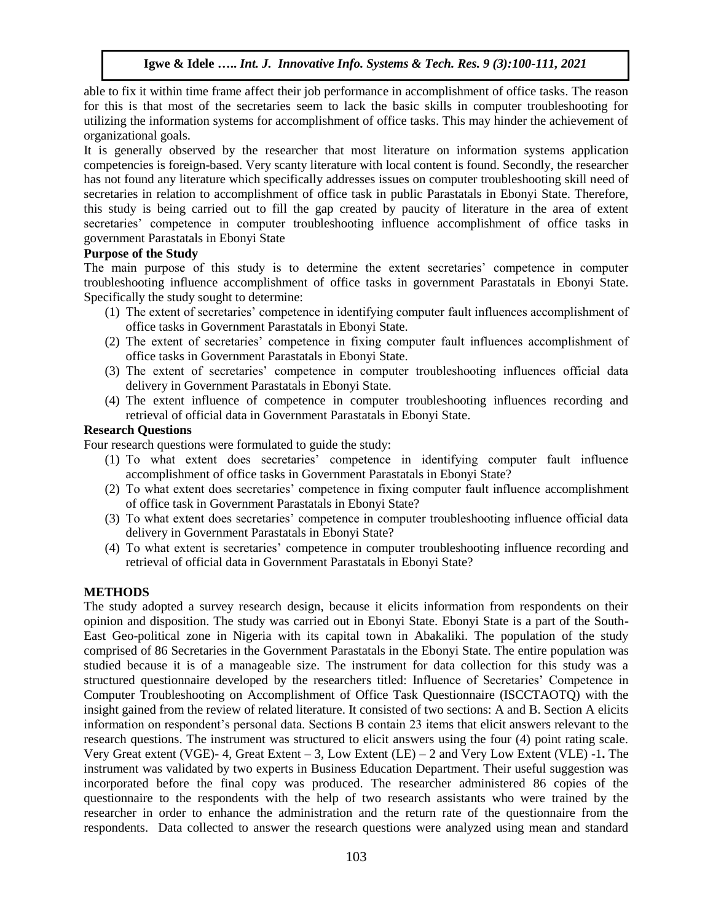able to fix it within time frame affect their job performance in accomplishment of office tasks. The reason for this is that most of the secretaries seem to lack the basic skills in computer troubleshooting for utilizing the information systems for accomplishment of office tasks. This may hinder the achievement of organizational goals.

It is generally observed by the researcher that most literature on information systems application competencies is foreign-based. Very scanty literature with local content is found. Secondly, the researcher has not found any literature which specifically addresses issues on computer troubleshooting skill need of secretaries in relation to accomplishment of office task in public Parastatals in Ebonyi State. Therefore, this study is being carried out to fill the gap created by paucity of literature in the area of extent secretaries' competence in computer troubleshooting influence accomplishment of office tasks in government Parastatals in Ebonyi State

**Purpose of the Study**

The main purpose of this study is to determine the extent secretaries' competence in computer troubleshooting influence accomplishment of office tasks in government Parastatals in Ebonyi State. Specifically the study sought to determine:

(1) The extent of secretaries' competence in identifying computer fault influences accomplishment of office tasks in Government Parastatals in Ebonyi State.
(2) The extent of secretaries' competence in fixing computer fault influences accomplishment of office tasks in Government Parastatals in Ebonyi State.
(3) The extent of secretaries' competence in computer troubleshooting influences official data delivery in Government Parastatals in Ebonyi State.
(4) The extent influence of competence in computer troubleshooting influences recording and retrieval of official data in Government Parastatals in Ebonyi State.

**Research Questions**

Four research questions were formulated to guide the study:

(1) To what extent does secretaries' competence in identifying computer fault influence accomplishment of office tasks in Government Parastatals in Ebonyi State?
(2) To what extent does secretaries' competence in fixing computer fault influence accomplishment of office task in Government Parastatals in Ebonyi State?
(3) To what extent does secretaries' competence in computer troubleshooting influence official data delivery in Government Parastatals in Ebonyi State?
(4) To what extent is secretaries' competence in computer troubleshooting influence recording and retrieval of official data in Government Parastatals in Ebonyi State?

**METHODS**

The study adopted a survey research design, because it elicits information from respondents on their opinion and disposition. The study was carried out in Ebonyi State. Ebonyi State is a part of the South-East Geo-political zone in Nigeria with its capital town in Abakaliki. The population of the study comprised of 86 Secretaries in the Government Parastatals in the Ebonyi State. The entire population was studied because it is of a manageable size. The instrument for data collection for this study was a structured questionnaire developed by the researchers titled: Influence of Secretaries' Competence in Computer Troubleshooting on Accomplishment of Office Task Questionnaire (ISCCTAOTQ) with the insight gained from the review of related literature. It consisted of two sections: A and B. Section A elicits information on respondent's personal data. Sections B contain 23 items that elicit answers relevant to the research questions. The instrument was structured to elicit answers using the four (4) point rating scale. Very Great extent (VGE)- 4, Great Extent – 3, Low Extent (LE) – 2 and Very Low Extent (VLE) -1**.** The instrument was validated by two experts in Business Education Department. Their useful suggestion was incorporated before the final copy was produced. The researcher administered 86 copies of the questionnaire to the respondents with the help of two research assistants who were trained by the researcher in order to enhance the administration and the return rate of the questionnaire from the respondents. Data collected to answer the research questions were analyzed using mean and standard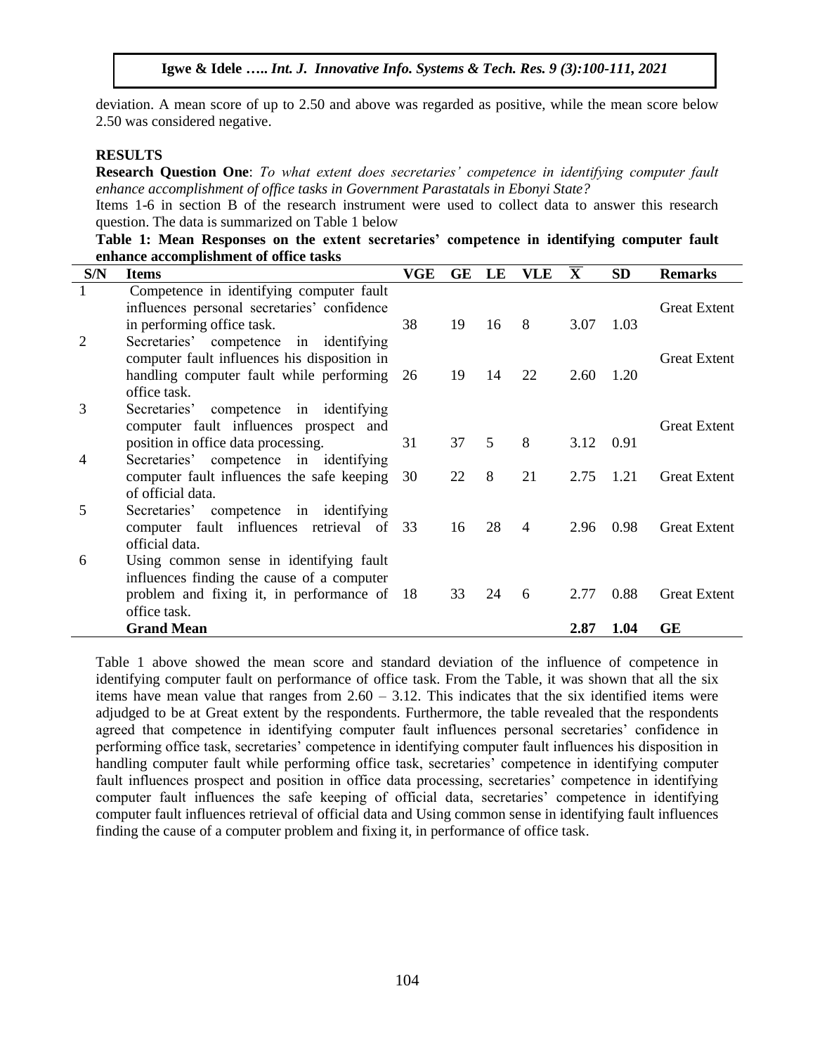deviation. A mean score of up to 2.50 and above was regarded as positive, while the mean score below 2.50 was considered negative.

## RESULTS

**Research Question One**: *To what extent does secretaries' competence in identifying computer fault enhance accomplishment of office tasks in Government Parastatals in Ebonyi State?*

Items 1-6 in section B of the research instrument were used to collect data to answer this research question. The data is summarized on Table 1 below

**Table 1: Mean Responses on the extent secretaries' competence in identifying computer fault enhance accomplishment of office tasks**

| S/N | Items | VGE | GE | LE | VLE | $\overline{X}$ | SD | Remarks |
|---|---|---|---|---|---|---|---|---|
| 1 | Competence in identifying computer fault influences personal secretaries' confidence in performing office task. | 38 | 19 | 16 | 8 | 3.07 | 1.03 | Great Extent |
| 2 | Secretaries' competence in identifying computer fault influences his disposition in handling computer fault while performing office task. | 26 | 19 | 14 | 22 | 2.60 | 1.20 | Great Extent |
| 3 | Secretaries' competence in identifying computer fault influences prospect and position in office data processing. | 31 | 37 | 5 | 8 | 3.12 | 0.91 | Great Extent |
| 4 | Secretaries' competence in identifying computer fault influences the safe keeping of official data. | 30 | 22 | 8 | 21 | 2.75 | 1.21 | Great Extent |
| 5 | Secretaries' competence in identifying computer fault influences retrieval of official data. | 33 | 16 | 28 | 4 | 2.96 | 0.98 | Great Extent |
| 6 | Using common sense in identifying fault influences finding the cause of a computer problem and fixing it, in performance of office task. | 18 | 33 | 24 | 6 | 2.77 | 0.88 | Great Extent |
| | **Grand Mean** | | | | | **2.87** | **1.04** | **GE** |

Table 1 above showed the mean score and standard deviation of the influence of competence in identifying computer fault on performance of office task. From the Table, it was shown that all the six items have mean value that ranges from 2.60 – 3.12. This indicates that the six identified items were adjudged to be at Great extent by the respondents. Furthermore, the table revealed that the respondents agreed that competence in identifying computer fault influences personal secretaries' confidence in performing office task, secretaries' competence in identifying computer fault influences his disposition in handling computer fault while performing office task, secretaries' competence in identifying computer fault influences prospect and position in office data processing, secretaries' competence in identifying computer fault influences the safe keeping of official data, secretaries' competence in identifying computer fault influences retrieval of official data and Using common sense in identifying fault influences finding the cause of a computer problem and fixing it, in performance of office task.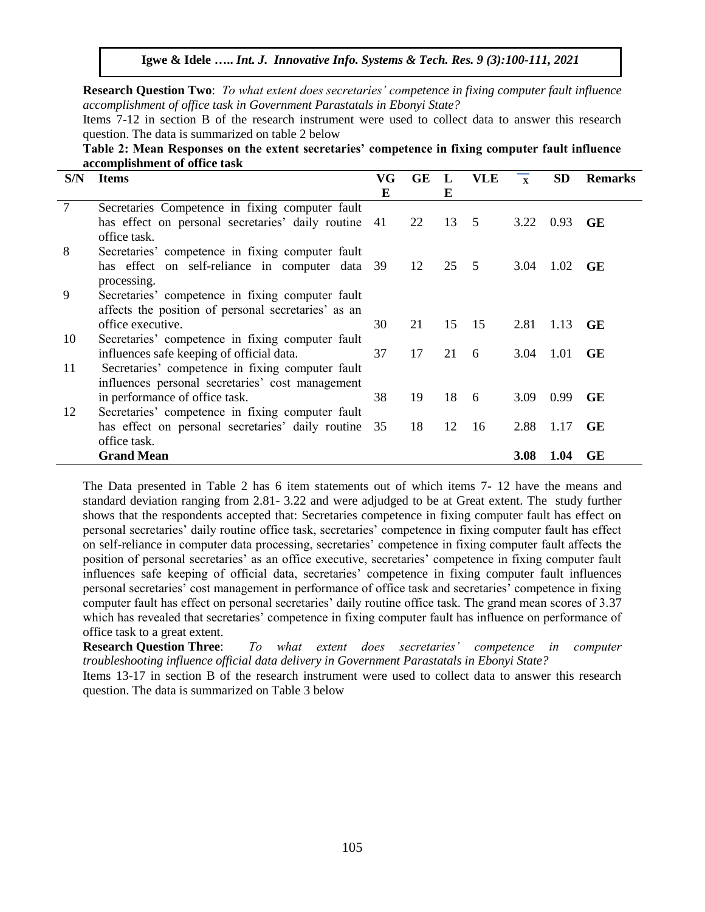**Research Question Two**: *To what extent does secretaries' competence in fixing computer fault influence accomplishment of office task in Government Parastatals in Ebonyi State?*

Items 7-12 in section B of the research instrument were used to collect data to answer this research question. The data is summarized on table 2 below

**Table 2: Mean Responses on the extent secretaries' competence in fixing computer fault influence accomplishment of office task**

| S/N | Items | VGE | GE | LE | VLE | $\bar{x}$ | SD | Remarks |
|---|---|---|---|---|---|---|---|---|
| 7 | Secretaries Competence in fixing computer fault has effect on personal secretaries' daily routine office task. | 41 | 22 | 13 | 5 | 3.22 | 0.93 | **GE** |
| 8 | Secretaries' competence in fixing computer fault has effect on self-reliance in computer data processing. | 39 | 12 | 25 | 5 | 3.04 | 1.02 | **GE** |
| 9 | Secretaries' competence in fixing computer fault affects the position of personal secretaries' as an office executive. | 30 | 21 | 15 | 15 | 2.81 | 1.13 | **GE** |
| 10 | Secretaries' competence in fixing computer fault influences safe keeping of official data. | 37 | 17 | 21 | 6 | 3.04 | 1.01 | **GE** |
| 11 | Secretaries' competence in fixing computer fault influences personal secretaries' cost management in performance of office task. | 38 | 19 | 18 | 6 | 3.09 | 0.99 | **GE** |
| 12 | Secretaries' competence in fixing computer fault has effect on personal secretaries' daily routine office task. | 35 | 18 | 12 | 16 | 2.88 | 1.17 | **GE** |
| | **Grand Mean** | | | | | **3.08** | **1.04** | **GE** |

The Data presented in Table 2 has 6 item statements out of which items 7- 12 have the means and standard deviation ranging from 2.81- 3.22 and were adjudged to be at Great extent. The study further shows that the respondents accepted that: Secretaries competence in fixing computer fault has effect on personal secretaries' daily routine office task, secretaries' competence in fixing computer fault has effect on self-reliance in computer data processing, secretaries' competence in fixing computer fault affects the position of personal secretaries' as an office executive, secretaries' competence in fixing computer fault influences safe keeping of official data, secretaries' competence in fixing computer fault influences personal secretaries' cost management in performance of office task and secretaries' competence in fixing computer fault has effect on personal secretaries' daily routine office task. The grand mean scores of 3.37 which has revealed that secretaries' competence in fixing computer fault has influence on performance of office task to a great extent.

**Research Question Three**: *To what extent does secretaries' competence in computer troubleshooting influence official data delivery in Government Parastatals in Ebonyi State?*

Items 13-17 in section B of the research instrument were used to collect data to answer this research question. The data is summarized on Table 3 below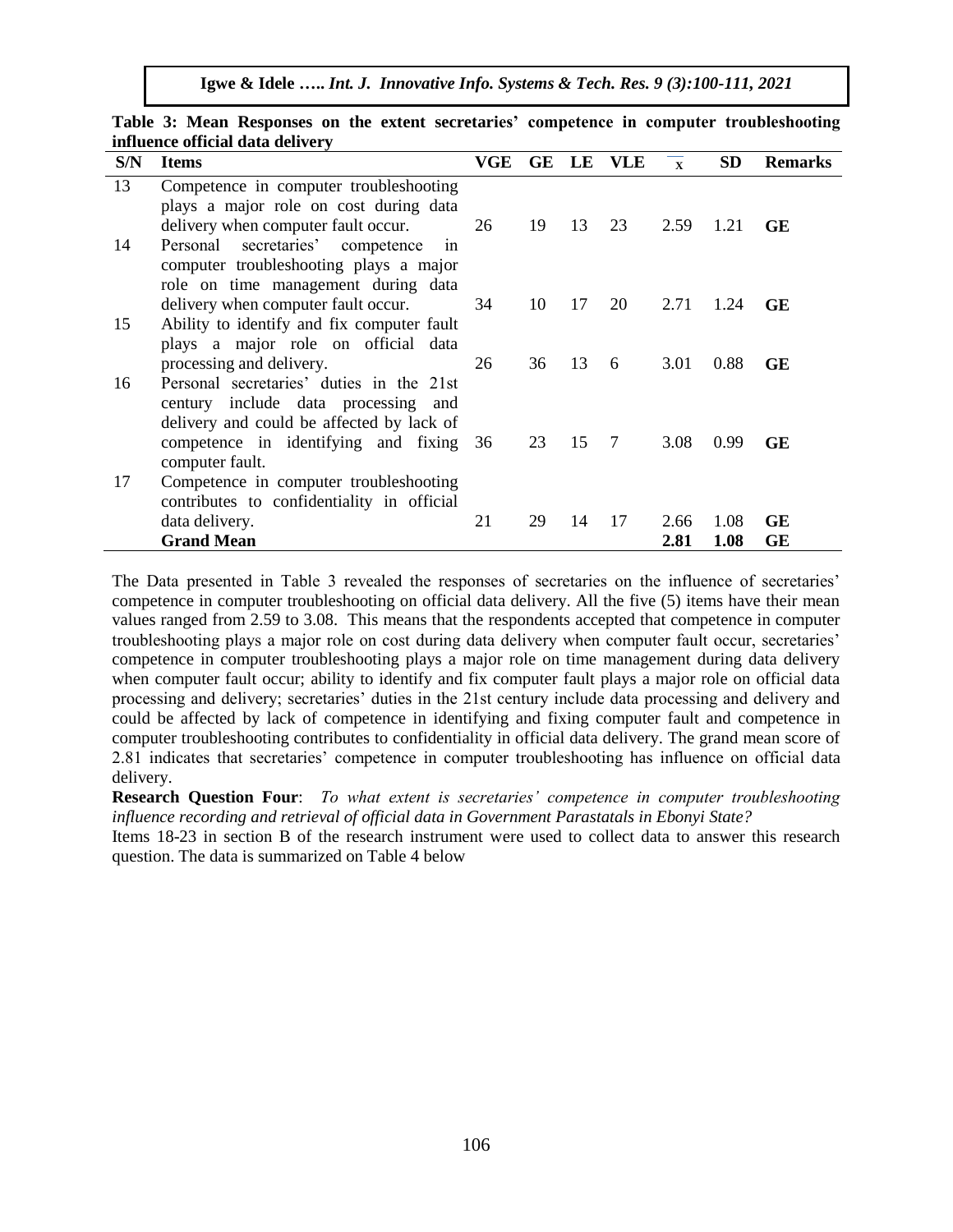**Table 3: Mean Responses on the extent secretaries' competence in computer troubleshooting influence official data delivery**

| S/N | Items | VGE | GE | LE | VLE | $\bar{x}$ | SD | Remarks |
|---|---|---|---|---|---|---|---|---|
| 13 | Competence in computer troubleshooting plays a major role on cost during data delivery when computer fault occur. | 26 | 19 | 13 | 23 | 2.59 | 1.21 | **GE** |
| 14 | Personal secretaries' competence in computer troubleshooting plays a major role on time management during data delivery when computer fault occur. | 34 | 10 | 17 | 20 | 2.71 | 1.24 | **GE** |
| 15 | Ability to identify and fix computer fault plays a major role on official data processing and delivery. | 26 | 36 | 13 | 6 | 3.01 | 0.88 | **GE** |
| 16 | Personal secretaries' duties in the 21st century include data processing and delivery and could be affected by lack of competence in identifying and fixing computer fault. | 36 | 23 | 15 | 7 | 3.08 | 0.99 | **GE** |
| 17 | Competence in computer troubleshooting contributes to confidentiality in official data delivery. | 21 | 29 | 14 | 17 | 2.66 | 1.08 | **GE** |
| | **Grand Mean** | | | | | **2.81** | **1.08** | **GE** |

The Data presented in Table 3 revealed the responses of secretaries on the influence of secretaries' competence in computer troubleshooting on official data delivery. All the five (5) items have their mean values ranged from 2.59 to 3.08. This means that the respondents accepted that competence in computer troubleshooting plays a major role on cost during data delivery when computer fault occur, secretaries' competence in computer troubleshooting plays a major role on time management during data delivery when computer fault occur; ability to identify and fix computer fault plays a major role on official data processing and delivery; secretaries' duties in the 21st century include data processing and delivery and could be affected by lack of competence in identifying and fixing computer fault and competence in computer troubleshooting contributes to confidentiality in official data delivery. The grand mean score of 2.81 indicates that secretaries' competence in computer troubleshooting has influence on official data delivery.

**Research Question Four**: *To what extent is secretaries' competence in computer troubleshooting influence recording and retrieval of official data in Government Parastatals in Ebonyi State?*

Items 18-23 in section B of the research instrument were used to collect data to answer this research question. The data is summarized on Table 4 below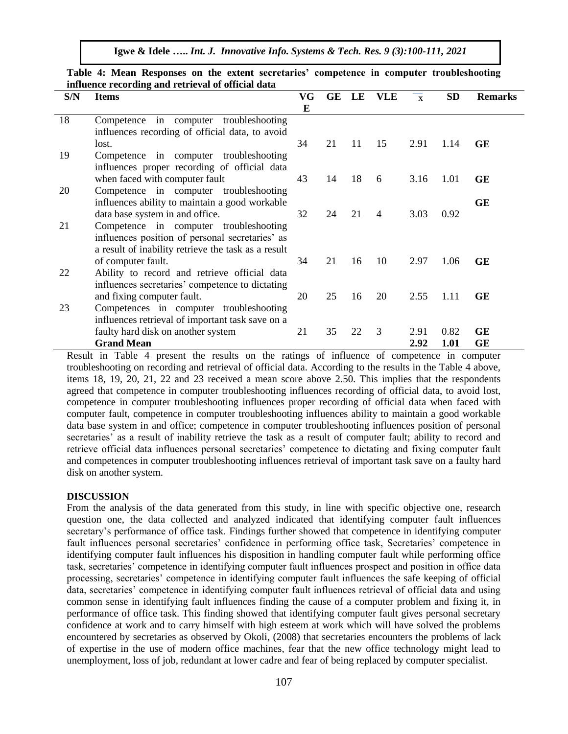**Table 4: Mean Responses on the extent secretaries' competence in computer troubleshooting influence recording and retrieval of official data**

| S/N | Items | VGE | GE | LE | VLE | $\bar{x}$ | SD | Remarks |
|---|---|---|---|---|---|---|---|---|
| 18 | Competence in computer troubleshooting influences recording of official data, to avoid lost. | 34 | 21 | 11 | 15 | 2.91 | 1.14 | **GE** |
| 19 | Competence in computer troubleshooting influences proper recording of official data when faced with computer fault | 43 | 14 | 18 | 6 | 3.16 | 1.01 | **GE** |
| 20 | Competence in computer troubleshooting influences ability to maintain a good workable data base system in and office. | 32 | 24 | 21 | 4 | 3.03 | 0.92 | **GE** |
| 21 | Competence in computer troubleshooting influences position of personal secretaries' as a result of inability retrieve the task as a result of computer fault. | 34 | 21 | 16 | 10 | 2.97 | 1.06 | **GE** |
| 22 | Ability to record and retrieve official data influences secretaries' competence to dictating and fixing computer fault. | 20 | 25 | 16 | 20 | 2.55 | 1.11 | **GE** |
| 23 | Competences in computer troubleshooting influences retrieval of important task save on a faulty hard disk on another system | 21 | 35 | 22 | 3 | 2.91 | 0.82 | **GE** |
| | **Grand Mean** | | | | | **2.92** | **1.01** | **GE** |

Result in Table 4 present the results on the ratings of influence of competence in computer troubleshooting on recording and retrieval of official data. According to the results in the Table 4 above, items 18, 19, 20, 21, 22 and 23 received a mean score above 2.50. This implies that the respondents agreed that competence in computer troubleshooting influences recording of official data, to avoid lost, competence in computer troubleshooting influences proper recording of official data when faced with computer fault, competence in computer troubleshooting influences ability to maintain a good workable data base system in and office; competence in computer troubleshooting influences position of personal secretaries' as a result of inability retrieve the task as a result of computer fault; ability to record and retrieve official data influences personal secretaries' competence to dictating and fixing computer fault and competences in computer troubleshooting influences retrieval of important task save on a faulty hard disk on another system.

## DISCUSSION

From the analysis of the data generated from this study, in line with specific objective one, research question one, the data collected and analyzed indicated that identifying computer fault influences secretary's performance of office task. Findings further showed that competence in identifying computer fault influences personal secretaries' confidence in performing office task, Secretaries' competence in identifying computer fault influences his disposition in handling computer fault while performing office task, secretaries' competence in identifying computer fault influences prospect and position in office data processing, secretaries' competence in identifying computer fault influences the safe keeping of official data, secretaries' competence in identifying computer fault influences retrieval of official data and using common sense in identifying fault influences finding the cause of a computer problem and fixing it, in performance of office task. This finding showed that identifying computer fault gives personal secretary confidence at work and to carry himself with high esteem at work which will have solved the problems encountered by secretaries as observed by Okoli, (2008) that secretaries encounters the problems of lack of expertise in the use of modern office machines, fear that the new office technology might lead to unemployment, loss of job, redundant at lower cadre and fear of being replaced by computer specialist.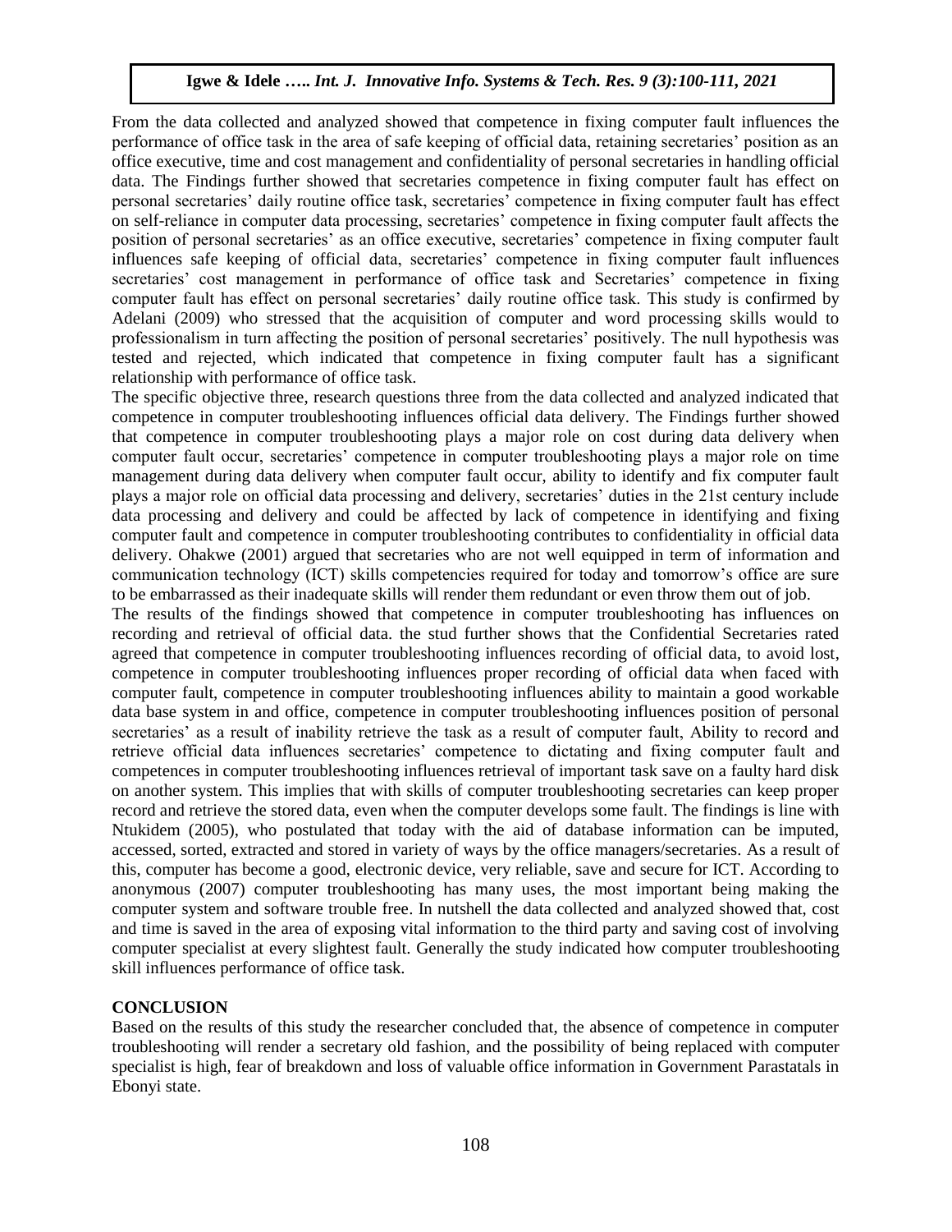From the data collected and analyzed showed that competence in fixing computer fault influences the performance of office task in the area of safe keeping of official data, retaining secretaries' position as an office executive, time and cost management and confidentiality of personal secretaries in handling official data. The Findings further showed that secretaries competence in fixing computer fault has effect on personal secretaries' daily routine office task, secretaries' competence in fixing computer fault has effect on self-reliance in computer data processing, secretaries' competence in fixing computer fault affects the position of personal secretaries' as an office executive, secretaries' competence in fixing computer fault influences safe keeping of official data, secretaries' competence in fixing computer fault influences secretaries' cost management in performance of office task and Secretaries' competence in fixing computer fault has effect on personal secretaries' daily routine office task. This study is confirmed by Adelani (2009) who stressed that the acquisition of computer and word processing skills would to professionalism in turn affecting the position of personal secretaries' positively. The null hypothesis was tested and rejected, which indicated that competence in fixing computer fault has a significant relationship with performance of office task.

The specific objective three, research questions three from the data collected and analyzed indicated that competence in computer troubleshooting influences official data delivery. The Findings further showed that competence in computer troubleshooting plays a major role on cost during data delivery when computer fault occur, secretaries' competence in computer troubleshooting plays a major role on time management during data delivery when computer fault occur, ability to identify and fix computer fault plays a major role on official data processing and delivery, secretaries' duties in the 21st century include data processing and delivery and could be affected by lack of competence in identifying and fixing computer fault and competence in computer troubleshooting contributes to confidentiality in official data delivery. Ohakwe (2001) argued that secretaries who are not well equipped in term of information and communication technology (ICT) skills competencies required for today and tomorrow's office are sure to be embarrassed as their inadequate skills will render them redundant or even throw them out of job.

The results of the findings showed that competence in computer troubleshooting has influences on recording and retrieval of official data. the stud further shows that the Confidential Secretaries rated agreed that competence in computer troubleshooting influences recording of official data, to avoid lost, competence in computer troubleshooting influences proper recording of official data when faced with computer fault, competence in computer troubleshooting influences ability to maintain a good workable data base system in and office, competence in computer troubleshooting influences position of personal secretaries' as a result of inability retrieve the task as a result of computer fault, Ability to record and retrieve official data influences secretaries' competence to dictating and fixing computer fault and competences in computer troubleshooting influences retrieval of important task save on a faulty hard disk on another system. This implies that with skills of computer troubleshooting secretaries can keep proper record and retrieve the stored data, even when the computer develops some fault. The findings is line with Ntukidem (2005), who postulated that today with the aid of database information can be imputed, accessed, sorted, extracted and stored in variety of ways by the office managers/secretaries. As a result of this, computer has become a good, electronic device, very reliable, save and secure for ICT. According to anonymous (2007) computer troubleshooting has many uses, the most important being making the computer system and software trouble free. In nutshell the data collected and analyzed showed that, cost and time is saved in the area of exposing vital information to the third party and saving cost of involving computer specialist at every slightest fault. Generally the study indicated how computer troubleshooting skill influences performance of office task.

## CONCLUSION

Based on the results of this study the researcher concluded that, the absence of competence in computer troubleshooting will render a secretary old fashion, and the possibility of being replaced with computer specialist is high, fear of breakdown and loss of valuable office information in Government Parastatals in Ebonyi state.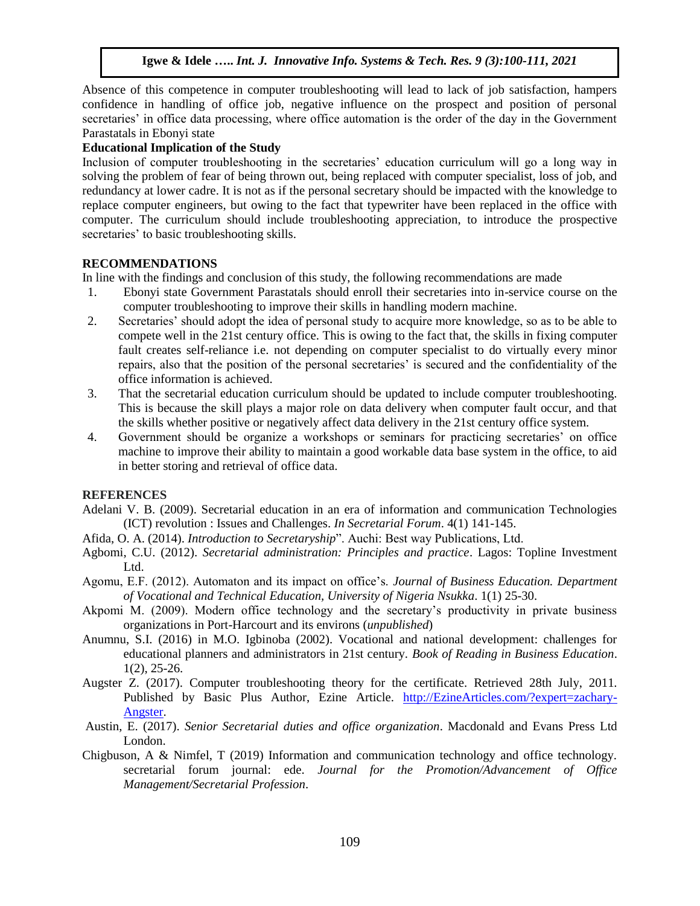Absence of this competence in computer troubleshooting will lead to lack of job satisfaction, hampers confidence in handling of office job, negative influence on the prospect and position of personal secretaries' in office data processing, where office automation is the order of the day in the Government Parastatals in Ebonyi state

**Educational Implication of the Study**

Inclusion of computer troubleshooting in the secretaries' education curriculum will go a long way in solving the problem of fear of being thrown out, being replaced with computer specialist, loss of job, and redundancy at lower cadre. It is not as if the personal secretary should be impacted with the knowledge to replace computer engineers, but owing to the fact that typewriter have been replaced in the office with computer. The curriculum should include troubleshooting appreciation, to introduce the prospective secretaries' to basic troubleshooting skills.

## RECOMMENDATIONS

In line with the findings and conclusion of this study, the following recommendations are made

1. Ebonyi state Government Parastatals should enroll their secretaries into in-service course on the computer troubleshooting to improve their skills in handling modern machine.
2. Secretaries' should adopt the idea of personal study to acquire more knowledge, so as to be able to compete well in the 21st century office. This is owing to the fact that, the skills in fixing computer fault creates self-reliance i.e. not depending on computer specialist to do virtually every minor repairs, also that the position of the personal secretaries' is secured and the confidentiality of the office information is achieved.
3. That the secretarial education curriculum should be updated to include computer troubleshooting. This is because the skill plays a major role on data delivery when computer fault occur, and that the skills whether positive or negatively affect data delivery in the 21st century office system.
4. Government should be organize a workshops or seminars for practicing secretaries' on office machine to improve their ability to maintain a good workable data base system in the office, to aid in better storing and retrieval of office data.

## REFERENCES

Adelani V. B. (2009). Secretarial education in an era of information and communication Technologies (ICT) revolution : Issues and Challenges. *In Secretarial Forum*. 4(1) 141-145.

Afida, O. A. (2014). *Introduction to Secretaryship*". Auchi: Best way Publications, Ltd.

Agbomi, C.U. (2012). *Secretarial administration: Principles and practice*. Lagos: Topline Investment Ltd.

Agomu, E.F. (2012). Automaton and its impact on office's. *Journal of Business Education. Department of Vocational and Technical Education, University of Nigeria Nsukka*. 1(1) 25-30.

Akpomi M. (2009). Modern office technology and the secretary's productivity in private business organizations in Port-Harcourt and its environs (*unpublished*)

Anumnu, S.I. (2016) in M.O. Igbinoba (2002). Vocational and national development: challenges for educational planners and administrators in 21st century. *Book of Reading in Business Education*. 1(2), 25-26.

Augster Z. (2017). Computer troubleshooting theory for the certificate. Retrieved 28th July, 2011. Published by Basic Plus Author, Ezine Article. http://EzineArticles.com/?expert=zachary-Angster.

Austin, E. (2017). *Senior Secretarial duties and office organization*. Macdonald and Evans Press Ltd London.

Chigbuson, A & Nimfel, T (2019) Information and communication technology and office technology. secretarial forum journal: ede. *Journal for the Promotion/Advancement of Office Management/Secretarial Profession*.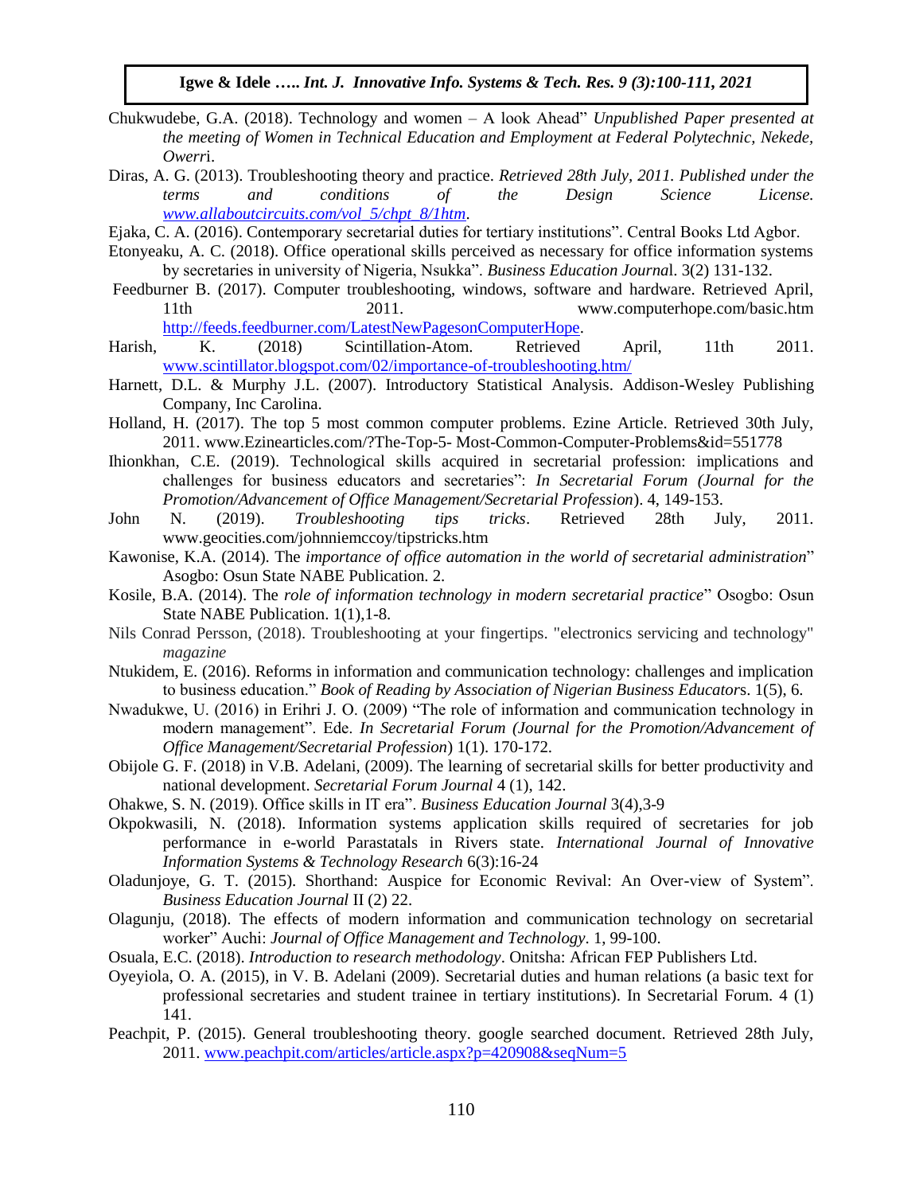Chukwudebe, G.A. (2018). Technology and women – A look Ahead" *Unpublished Paper presented at the meeting of Women in Technical Education and Employment at Federal Polytechnic, Nekede, Owerr*i.

Diras, A. G. (2013). Troubleshooting theory and practice. *Retrieved 28th July, 2011. Published under the terms and conditions of the Design Science License. www.allaboutcircuits.com/vol_5/chpt_8/1htm*.

Ejaka, C. A. (2016). Contemporary secretarial duties for tertiary institutions". Central Books Ltd Agbor.

Etonyeaku, A. C. (2018). Office operational skills perceived as necessary for office information systems by secretaries in university of Nigeria, Nsukka". *Business Education Journa*l. 3(2) 131-132.

Feedburner B. (2017). Computer troubleshooting, windows, software and hardware. Retrieved April, 11th 2011. www.computerhope.com/basic.htm http://feeds.feedburner.com/LatestNewPagesonComputerHope.

Harish, K. (2018) Scintillation-Atom. Retrieved April, 11th 2011. www.scintillator.blogspot.com/02/importance-of-troubleshooting.htm/

Harnett, D.L. & Murphy J.L. (2007). Introductory Statistical Analysis. Addison-Wesley Publishing Company, Inc Carolina.

Holland, H. (2017). The top 5 most common computer problems. Ezine Article. Retrieved 30th July, 2011. www.Ezinearticles.com/?The-Top-5- Most-Common-Computer-Problems&id=551778

Ihionkhan, C.E. (2019). Technological skills acquired in secretarial profession: implications and challenges for business educators and secretaries": *In Secretarial Forum (Journal for the Promotion/Advancement of Office Management/Secretarial Profession*). 4, 149-153.

John N. (2019). *Troubleshooting tips tricks*. Retrieved 28th July, 2011. www.geocities.com/johnniemccoy/tipstricks.htm

Kawonise, K.A. (2014). The *importance of office automation in the world of secretarial administration*" Asogbo: Osun State NABE Publication. 2.

Kosile, B.A. (2014). The *role of information technology in modern secretarial practice*" Osogbo: Osun State NABE Publication. 1(1),1-8.

Nils Conrad Persson, (2018). Troubleshooting at your fingertips. "electronics servicing and technology" *magazine*

Ntukidem, E. (2016). Reforms in information and communication technology: challenges and implication to business education." *Book of Reading by Association of Nigerian Business Educator*s. 1(5), 6.

Nwadukwe, U. (2016) in Erihri J. O. (2009) "The role of information and communication technology in modern management". Ede. *In Secretarial Forum (Journal for the Promotion/Advancement of Office Management/Secretarial Profession*) 1(1). 170-172.

Obijole G. F. (2018) in V.B. Adelani, (2009). The learning of secretarial skills for better productivity and national development. *Secretarial Forum Journal* 4 (1), 142.

Ohakwe, S. N. (2019). Office skills in IT era". *Business Education Journal* 3(4),3-9

Okpokwasili, N. (2018). Information systems application skills required of secretaries for job performance in e-world Parastatals in Rivers state. *International Journal of Innovative Information Systems & Technology Research* 6(3):16-24

Oladunjoye, G. T. (2015). Shorthand: Auspice for Economic Revival: An Over-view of System". *Business Education Journal* II (2) 22.

Olagunju, (2018). The effects of modern information and communication technology on secretarial worker" Auchi: *Journal of Office Management and Technology*. 1, 99-100.

Osuala, E.C. (2018). *Introduction to research methodology*. Onitsha: African FEP Publishers Ltd.

Oyeyiola, O. A. (2015), in V. B. Adelani (2009). Secretarial duties and human relations (a basic text for professional secretaries and student trainee in tertiary institutions). In Secretarial Forum. 4 (1) 141.

Peachpit, P. (2015). General troubleshooting theory. google searched document. Retrieved 28th July, 2011. www.peachpit.com/articles/article.aspx?p=420908&seqNum=5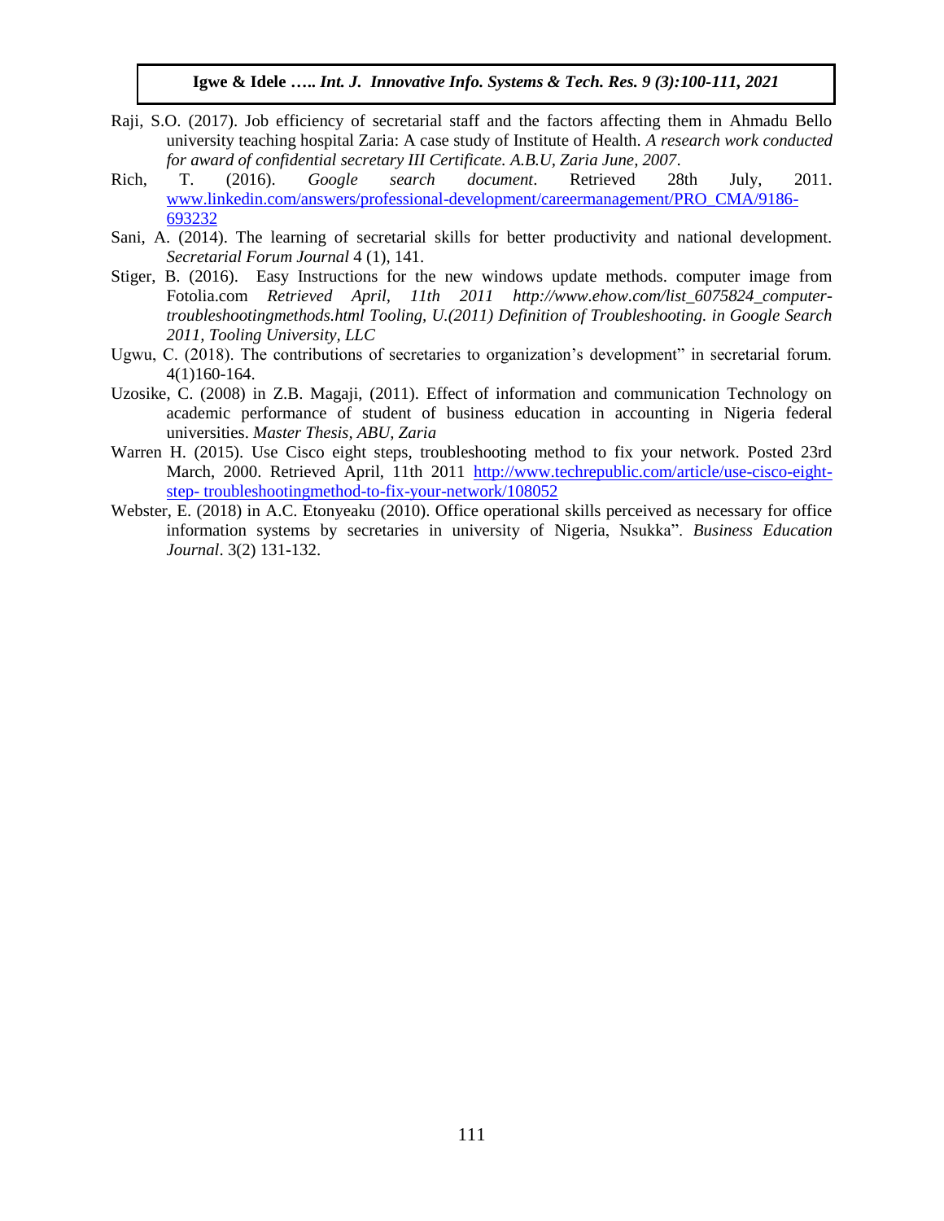Raji, S.O. (2017). Job efficiency of secretarial staff and the factors affecting them in Ahmadu Bello university teaching hospital Zaria: A case study of Institute of Health. *A research work conducted for award of confidential secretary III Certificate. A.B.U, Zaria June, 2007*.

Rich, T. (2016). *Google search document*. Retrieved 28th July, 2011. www.linkedin.com/answers/professional-development/careermanagement/PRO_CMA/9186-693232

Sani, A. (2014). The learning of secretarial skills for better productivity and national development. *Secretarial Forum Journal* 4 (1), 141.

Stiger, B. (2016). Easy Instructions for the new windows update methods. computer image from Fotolia.com *Retrieved April, 11th 2011 http://www.ehow.com/list_6075824_computer-troubleshootingmethods.html Tooling, U.(2011) Definition of Troubleshooting. in Google Search 2011, Tooling University, LLC*

Ugwu, C. (2018). The contributions of secretaries to organization's development" in secretarial forum. 4(1)160-164.

Uzosike, C. (2008) in Z.B. Magaji, (2011). Effect of information and communication Technology on academic performance of student of business education in accounting in Nigeria federal universities. *Master Thesis, ABU, Zaria*

Warren H. (2015). Use Cisco eight steps, troubleshooting method to fix your network. Posted 23rd March, 2000. Retrieved April, 11th 2011 http://www.techrepublic.com/article/use-cisco-eight-step- troubleshootingmethod-to-fix-your-network/108052

Webster, E. (2018) in A.C. Etonyeaku (2010). Office operational skills perceived as necessary for office information systems by secretaries in university of Nigeria, Nsukka". *Business Education Journal*. 3(2) 131-132.